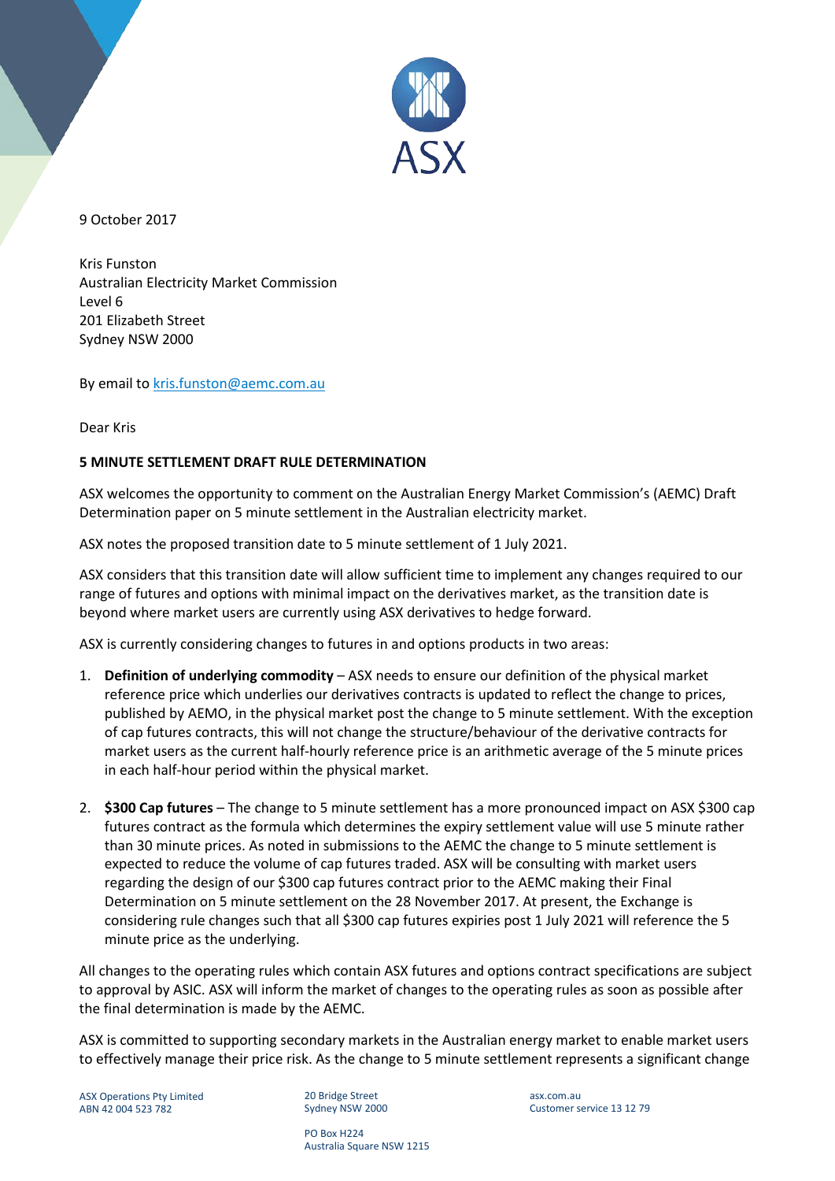9 October 2017

Kris Funston
Australian Electricity Market Commission
Level 6
201 Elizabeth Street
Sydney NSW 2000

By email to kris.funston@aemc.com.au

Dear Kris

**5 MINUTE SETTLEMENT DRAFT RULE DETERMINATION**

ASX welcomes the opportunity to comment on the Australian Energy Market Commission's (AEMC) Draft Determination paper on 5 minute settlement in the Australian electricity market.

ASX notes the proposed transition date to 5 minute settlement of 1 July 2021.

ASX considers that this transition date will allow sufficient time to implement any changes required to our range of futures and options with minimal impact on the derivatives market, as the transition date is beyond where market users are currently using ASX derivatives to hedge forward.

ASX is currently considering changes to futures in and options products in two areas:

1. **Definition of underlying commodity** – ASX needs to ensure our definition of the physical market reference price which underlies our derivatives contracts is updated to reflect the change to prices, published by AEMO, in the physical market post the change to 5 minute settlement. With the exception of cap futures contracts, this will not change the structure/behaviour of the derivative contracts for market users as the current half-hourly reference price is an arithmetic average of the 5 minute prices in each half-hour period within the physical market.

2. **$300 Cap futures** – The change to 5 minute settlement has a more pronounced impact on ASX $300 cap futures contract as the formula which determines the expiry settlement value will use 5 minute rather than 30 minute prices. As noted in submissions to the AEMC the change to 5 minute settlement is expected to reduce the volume of cap futures traded. ASX will be consulting with market users regarding the design of our $300 cap futures contract prior to the AEMC making their Final Determination on 5 minute settlement on the 28 November 2017. At present, the Exchange is considering rule changes such that all $300 cap futures expiries post 1 July 2021 will reference the 5 minute price as the underlying.

All changes to the operating rules which contain ASX futures and options contract specifications are subject to approval by ASIC. ASX will inform the market of changes to the operating rules as soon as possible after the final determination is made by the AEMC.

ASX is committed to supporting secondary markets in the Australian energy market to enable market users to effectively manage their price risk. As the change to 5 minute settlement represents a significant change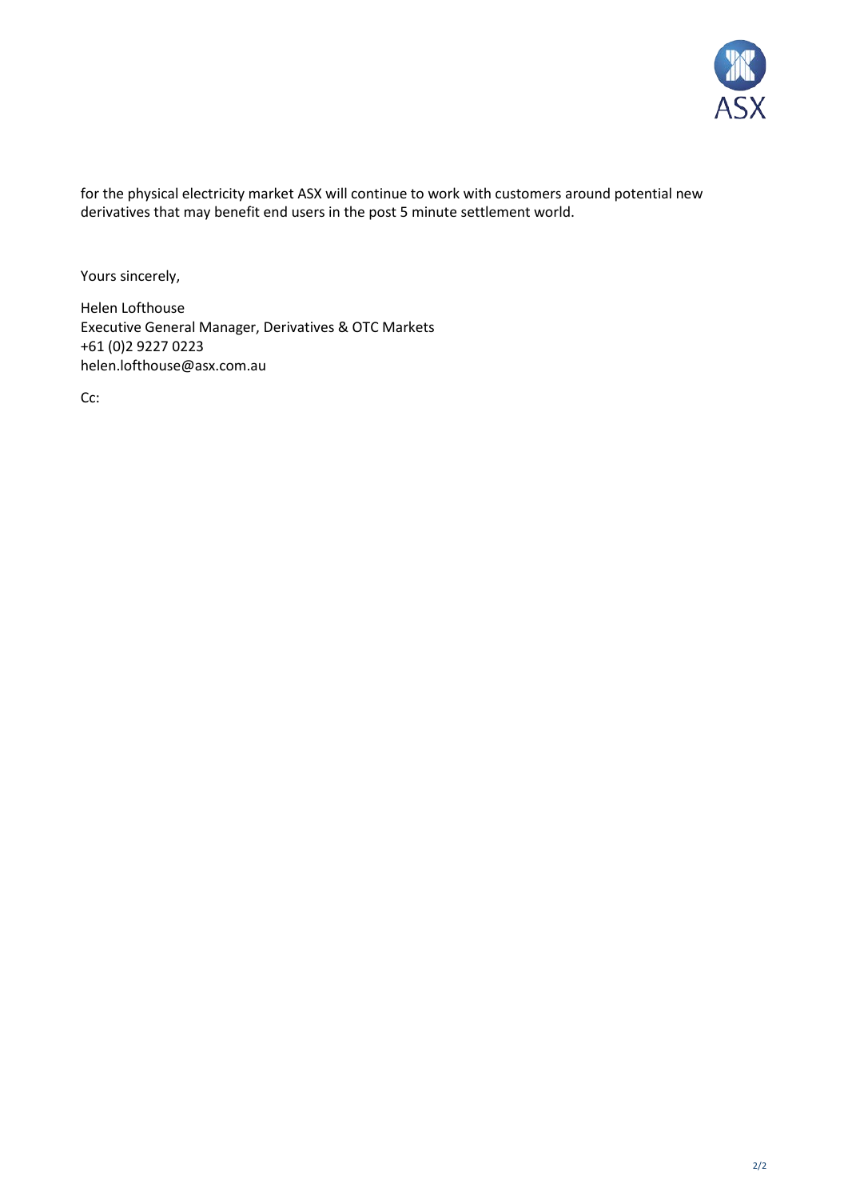for the physical electricity market ASX will continue to work with customers around potential new derivatives that may benefit end users in the post 5 minute settlement world.

Yours sincerely,

Helen Lofthouse  
Executive General Manager, Derivatives & OTC Markets  
+61 (0)2 9227 0223  
helen.lofthouse@asx.com.au

Cc: